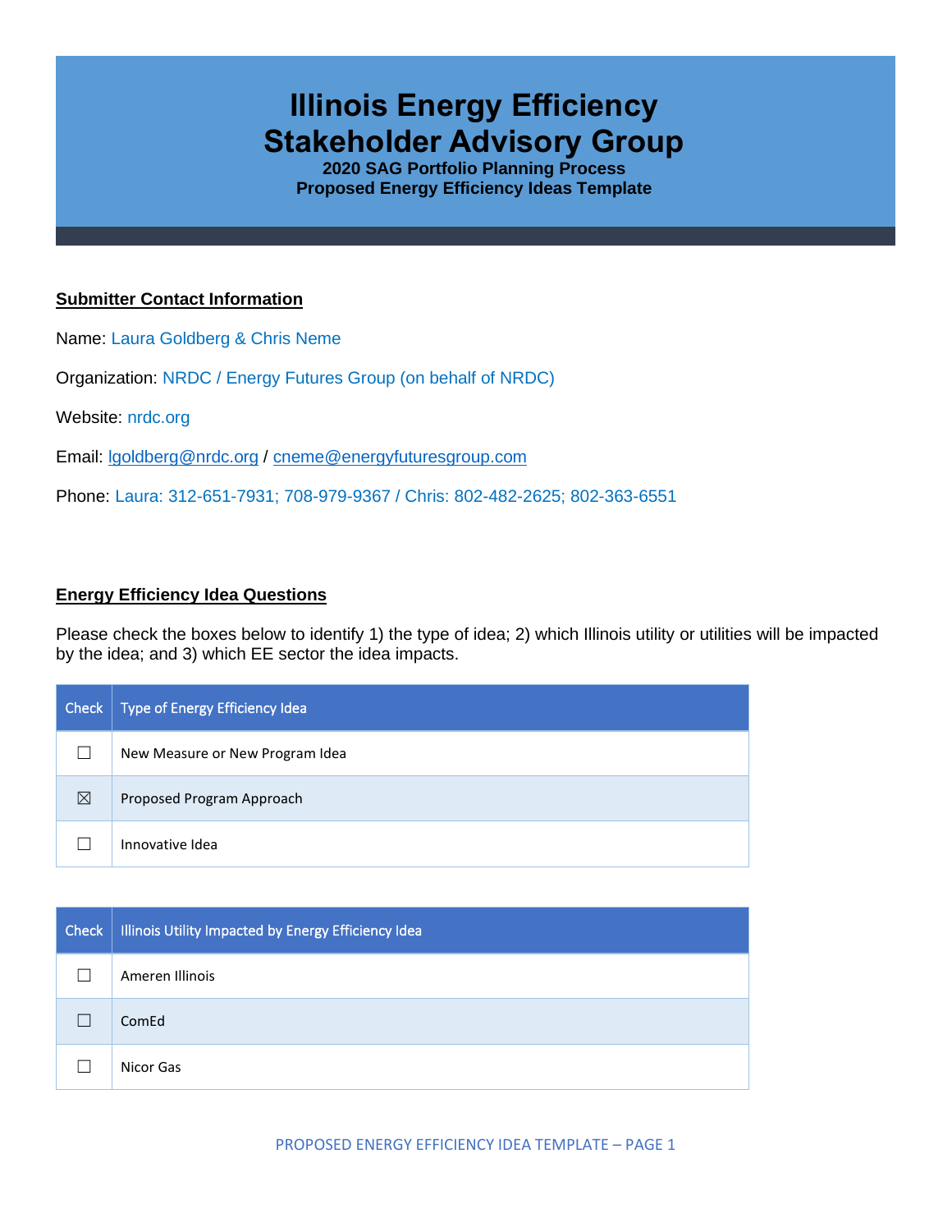# Illinois Energy Efficiency Stakeholder Advisory Group

**2020 SAG Portfolio Planning Process**
**Proposed Energy Efficiency Ideas Template**

## Submitter Contact Information

Name: Laura Goldberg & Chris Neme

Organization: NRDC / Energy Futures Group (on behalf of NRDC)

Website: nrdc.org

Email: lgoldberg@nrdc.org / cneme@energyfuturesgroup.com

Phone: Laura: 312-651-7931; 708-979-9367 / Chris: 802-482-2625; 802-363-6551

## Energy Efficiency Idea Questions

Please check the boxes below to identify 1) the type of idea; 2) which Illinois utility or utilities will be impacted by the idea; and 3) which EE sector the idea impacts.

| Check | Type of Energy Efficiency Idea |
|---|---|
| ☐ | New Measure or New Program Idea |
| ☒ | Proposed Program Approach |
| ☐ | Innovative Idea |

| Check | Illinois Utility Impacted by Energy Efficiency Idea |
|---|---|
| ☐ | Ameren Illinois |
| ☐ | ComEd |
| ☐ | Nicor Gas |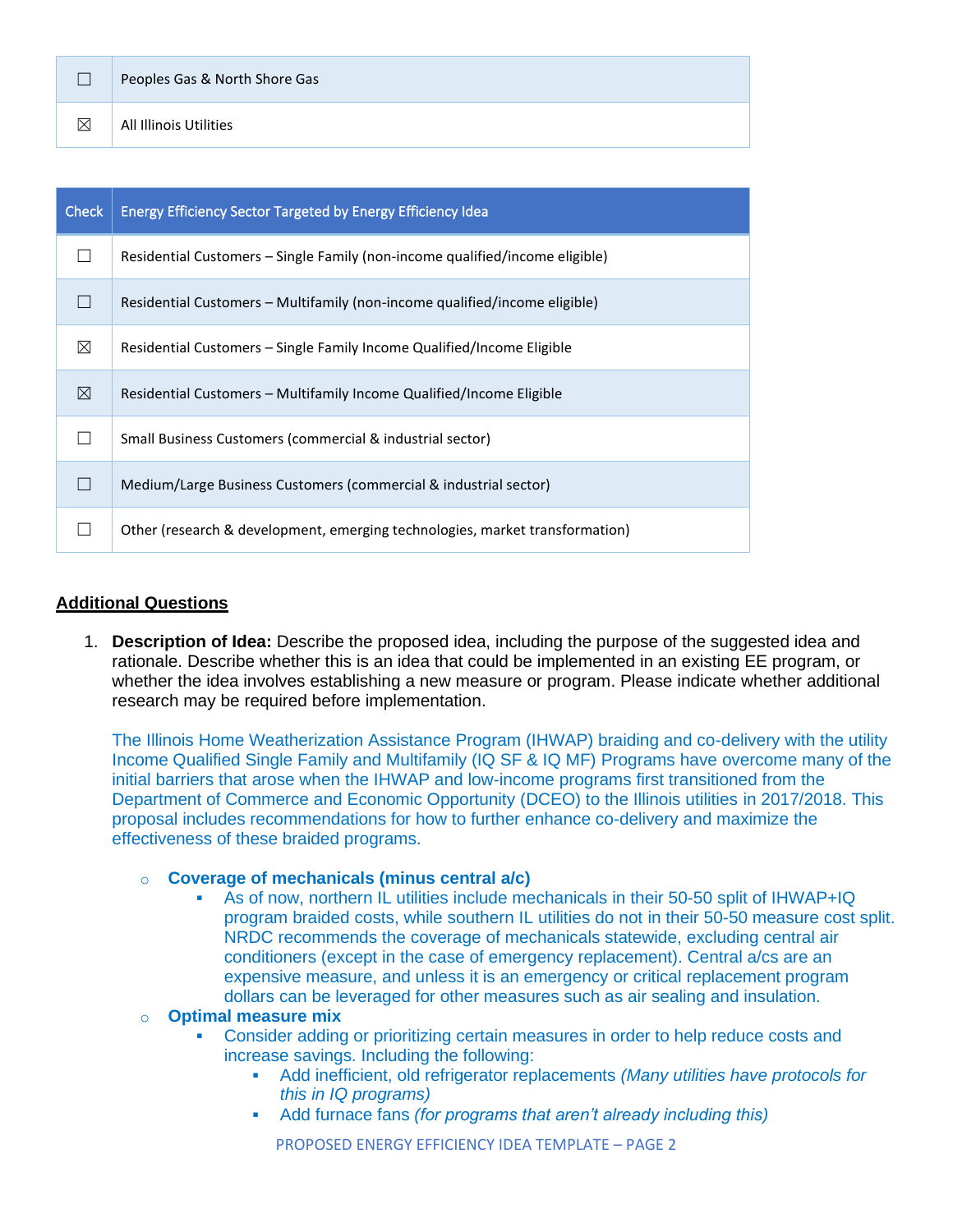| | |
|---|---|
| ☐ | Peoples Gas & North Shore Gas |
| ☒ | All Illinois Utilities |

| Check | Energy Efficiency Sector Targeted by Energy Efficiency Idea |
|---|---|
| ☐ | Residential Customers – Single Family (non-income qualified/income eligible) |
| ☐ | Residential Customers – Multifamily (non-income qualified/income eligible) |
| ☒ | Residential Customers – Single Family Income Qualified/Income Eligible |
| ☒ | Residential Customers – Multifamily Income Qualified/Income Eligible |
| ☐ | Small Business Customers (commercial & industrial sector) |
| ☐ | Medium/Large Business Customers (commercial & industrial sector) |
| ☐ | Other (research & development, emerging technologies, market transformation) |

## Additional Questions

1. **Description of Idea:** Describe the proposed idea, including the purpose of the suggested idea and rationale. Describe whether this is an idea that could be implemented in an existing EE program, or whether the idea involves establishing a new measure or program. Please indicate whether additional research may be required before implementation.

   The Illinois Home Weatherization Assistance Program (IHWAP) braiding and co-delivery with the utility Income Qualified Single Family and Multifamily (IQ SF & IQ MF) Programs have overcome many of the initial barriers that arose when the IHWAP and low-income programs first transitioned from the Department of Commerce and Economic Opportunity (DCEO) to the Illinois utilities in 2017/2018. This proposal includes recommendations for how to further enhance co-delivery and maximize the effectiveness of these braided programs.

   - **Coverage of mechanicals (minus central a/c)**
     - As of now, northern IL utilities include mechanicals in their 50-50 split of IHWAP+IQ program braided costs, while southern IL utilities do not in their 50-50 measure cost split. NRDC recommends the coverage of mechanicals statewide, excluding central air conditioners (except in the case of emergency replacement). Central a/cs are an expensive measure, and unless it is an emergency or critical replacement program dollars can be leveraged for other measures such as air sealing and insulation.
   - **Optimal measure mix**
     - Consider adding or prioritizing certain measures in order to help reduce costs and increase savings. Including the following:
       - Add inefficient, old refrigerator replacements *(Many utilities have protocols for this in IQ programs)*
       - Add furnace fans *(for programs that aren't already including this)*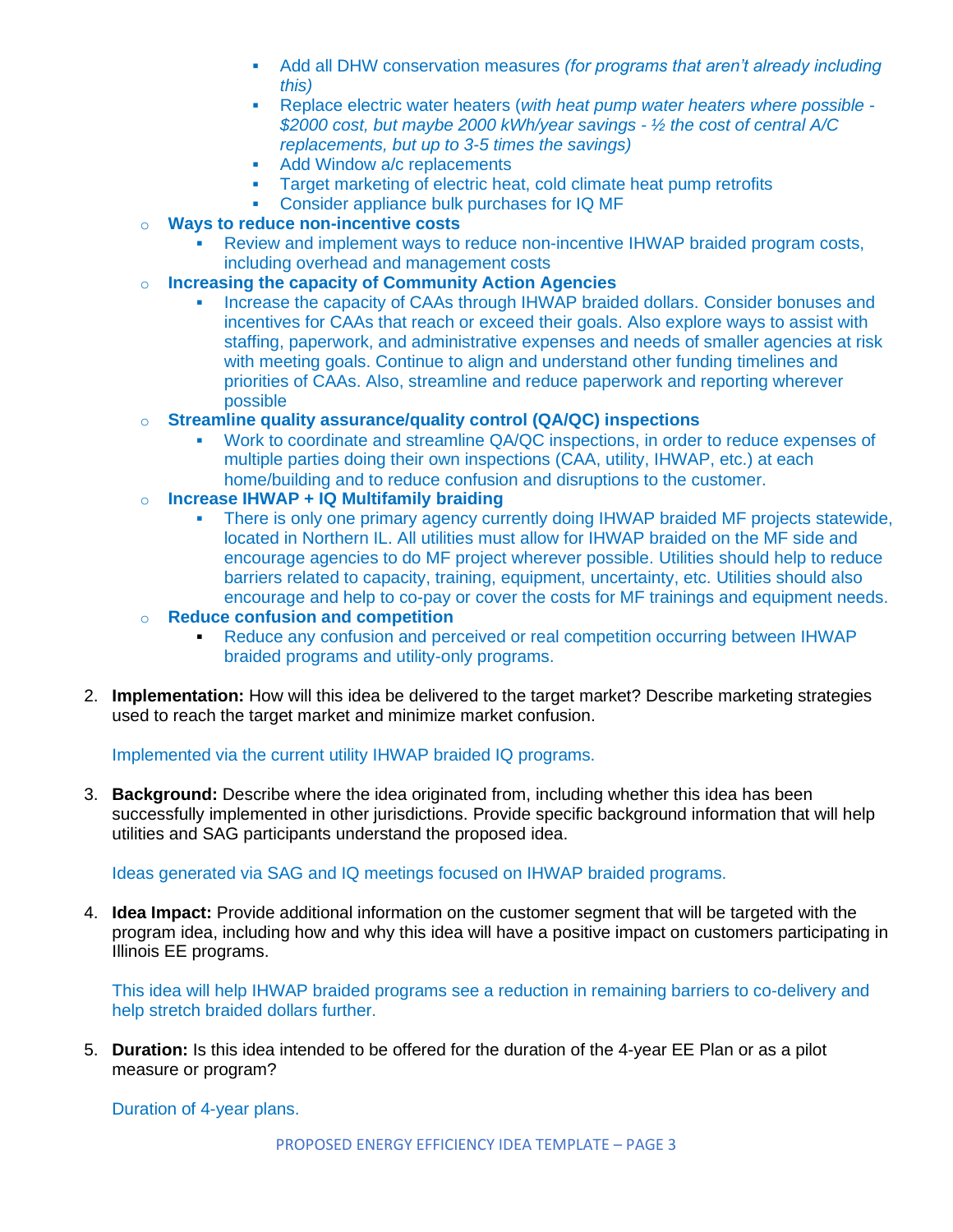- Add all DHW conservation measures *(for programs that aren't already including this)*
        - Replace electric water heaters (*with heat pump water heaters where possible - $2000 cost, but maybe 2000 kWh/year savings - ½ the cost of central A/C replacements, but up to 3-5 times the savings)*
        - Add Window a/c replacements
        - Target marketing of electric heat, cold climate heat pump retrofits
        - Consider appliance bulk purchases for IQ MF
    - **Ways to reduce non-incentive costs**
        - Review and implement ways to reduce non-incentive IHWAP braided program costs, including overhead and management costs
    - **Increasing the capacity of Community Action Agencies**
        - Increase the capacity of CAAs through IHWAP braided dollars. Consider bonuses and incentives for CAAs that reach or exceed their goals. Also explore ways to assist with staffing, paperwork, and administrative expenses and needs of smaller agencies at risk with meeting goals. Continue to align and understand other funding timelines and priorities of CAAs. Also, streamline and reduce paperwork and reporting wherever possible
    - **Streamline quality assurance/quality control (QA/QC) inspections**
        - Work to coordinate and streamline QA/QC inspections, in order to reduce expenses of multiple parties doing their own inspections (CAA, utility, IHWAP, etc.) at each home/building and to reduce confusion and disruptions to the customer.
    - **Increase IHWAP + IQ Multifamily braiding**
        - There is only one primary agency currently doing IHWAP braided MF projects statewide, located in Northern IL. All utilities must allow for IHWAP braided on the MF side and encourage agencies to do MF project wherever possible. Utilities should help to reduce barriers related to capacity, training, equipment, uncertainty, etc. Utilities should also encourage and help to co-pay or cover the costs for MF trainings and equipment needs.
    - **Reduce confusion and competition**
        - Reduce any confusion and perceived or real competition occurring between IHWAP braided programs and utility-only programs.

2. **Implementation:** How will this idea be delivered to the target market? Describe marketing strategies used to reach the target market and minimize market confusion.

   Implemented via the current utility IHWAP braided IQ programs.

3. **Background:** Describe where the idea originated from, including whether this idea has been successfully implemented in other jurisdictions. Provide specific background information that will help utilities and SAG participants understand the proposed idea.

   Ideas generated via SAG and IQ meetings focused on IHWAP braided programs.

4. **Idea Impact:** Provide additional information on the customer segment that will be targeted with the program idea, including how and why this idea will have a positive impact on customers participating in Illinois EE programs.

   This idea will help IHWAP braided programs see a reduction in remaining barriers to co-delivery and help stretch braided dollars further.

5. **Duration:** Is this idea intended to be offered for the duration of the 4-year EE Plan or as a pilot measure or program?

   Duration of 4-year plans.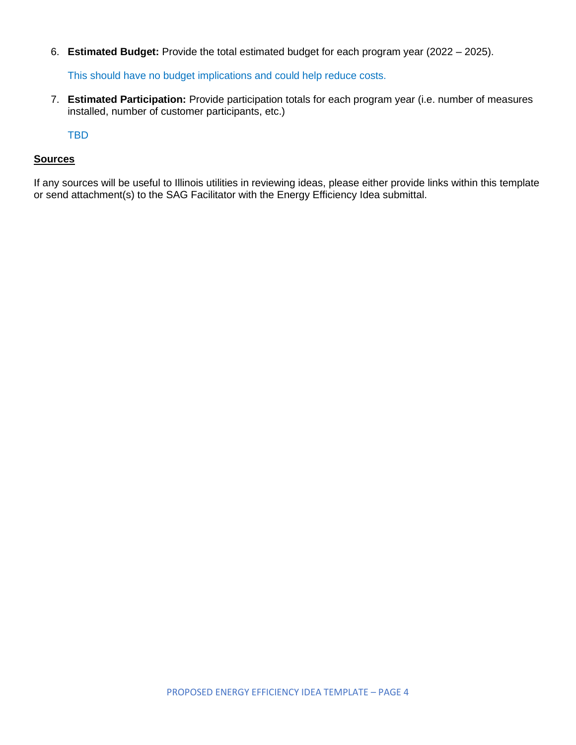6. **Estimated Budget:** Provide the total estimated budget for each program year (2022 – 2025).

   This should have no budget implications and could help reduce costs.

7. **Estimated Participation:** Provide participation totals for each program year (i.e. number of measures installed, number of customer participants, etc.)

   TBD

**Sources**

If any sources will be useful to Illinois utilities in reviewing ideas, please either provide links within this template or send attachment(s) to the SAG Facilitator with the Energy Efficiency Idea submittal.